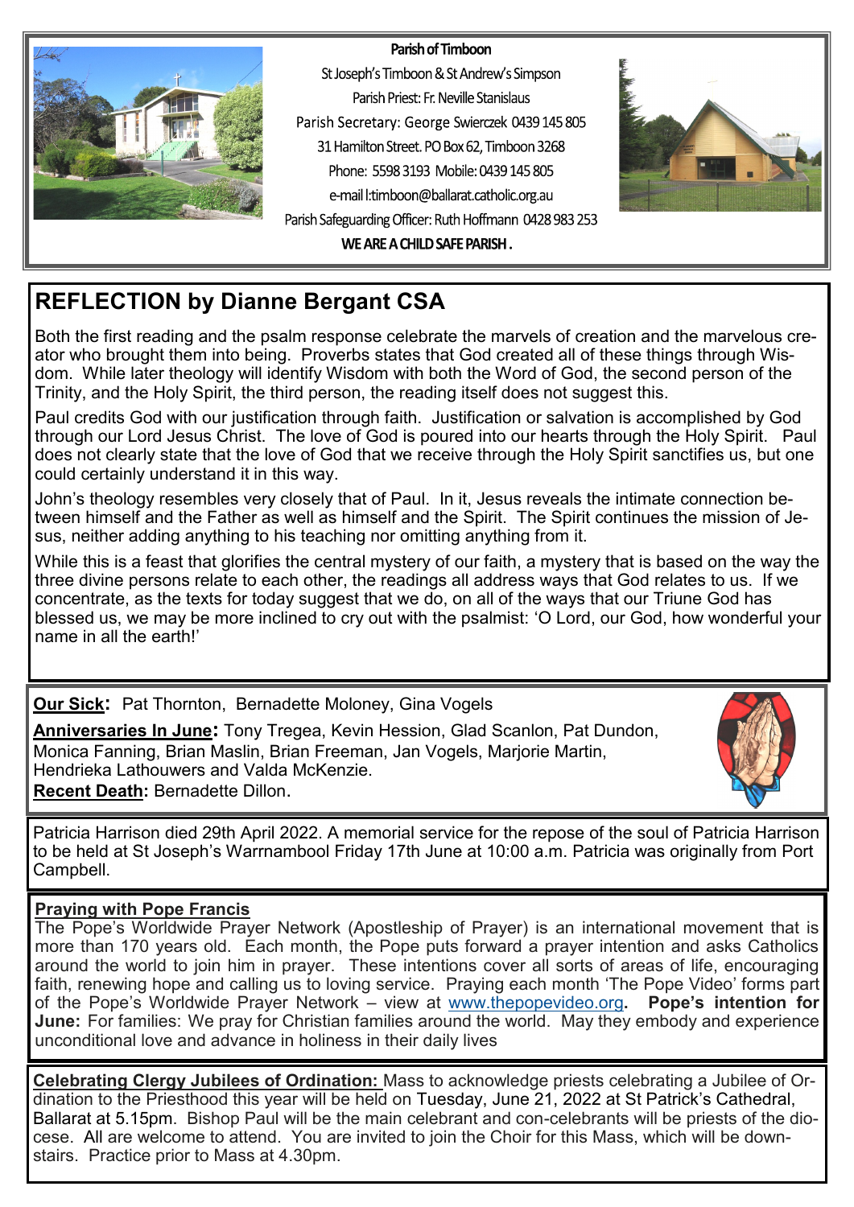**Parish of Timboon**

St Joseph's Timboon & St Andrew's Simpson

Parish Priest: Fr. Neville Stanislaus

Parish Secretary: George Swierczek 0439 145 805

31 Hamilton Street. PO Box 62, Timboon 3268

Phone: 5598 3193 Mobile: 0439 145 805

e-mail l:timboon@ballarat.catholic.org.au

Parish Safeguarding Officer: Ruth Hoffmann 0428 983 253

**WE ARE A CHILD SAFE PARISH .**

## REFLECTION by Dianne Bergant CSA

Both the first reading and the psalm response celebrate the marvels of creation and the marvelous creator who brought them into being. Proverbs states that God created all of these things through Wisdom. While later theology will identify Wisdom with both the Word of God, the second person of the Trinity, and the Holy Spirit, the third person, the reading itself does not suggest this.

Paul credits God with our justification through faith. Justification or salvation is accomplished by God through our Lord Jesus Christ. The love of God is poured into our hearts through the Holy Spirit. Paul does not clearly state that the love of God that we receive through the Holy Spirit sanctifies us, but one could certainly understand it in this way.

John's theology resembles very closely that of Paul. In it, Jesus reveals the intimate connection between himself and the Father as well as himself and the Spirit. The Spirit continues the mission of Jesus, neither adding anything to his teaching nor omitting anything from it.

While this is a feast that glorifies the central mystery of our faith, a mystery that is based on the way the three divine persons relate to each other, the readings all address ways that God relates to us. If we concentrate, as the texts for today suggest that we do, on all of the ways that our Triune God has blessed us, we may be more inclined to cry out with the psalmist: 'O Lord, our God, how wonderful your name in all the earth!'

**Our Sick:** Pat Thornton, Bernadette Moloney, Gina Vogels

**Anniversaries In June:** Tony Tregea, Kevin Hession, Glad Scanlon, Pat Dundon, Monica Fanning, Brian Maslin, Brian Freeman, Jan Vogels, Marjorie Martin, Hendrieka Lathouwers and Valda McKenzie.

**Recent Death:** Bernadette Dillon.

Patricia Harrison died 29th April 2022. A memorial service for the repose of the soul of Patricia Harrison to be held at St Joseph's Warrnambool Friday 17th June at 10:00 a.m. Patricia was originally from Port Campbell.

**Praying with Pope Francis**

The Pope's Worldwide Prayer Network (Apostleship of Prayer) is an international movement that is more than 170 years old. Each month, the Pope puts forward a prayer intention and asks Catholics around the world to join him in prayer. These intentions cover all sorts of areas of life, encouraging faith, renewing hope and calling us to loving service. Praying each month 'The Pope Video' forms part of the Pope's Worldwide Prayer Network – view at www.thepopevideo.org. **Pope's intention for June:** For families: We pray for Christian families around the world. May they embody and experience unconditional love and advance in holiness in their daily lives

**Celebrating Clergy Jubilees of Ordination:** Mass to acknowledge priests celebrating a Jubilee of Ordination to the Priesthood this year will be held on Tuesday, June 21, 2022 at St Patrick's Cathedral, Ballarat at 5.15pm. Bishop Paul will be the main celebrant and con-celebrants will be priests of the diocese. All are welcome to attend. You are invited to join the Choir for this Mass, which will be downstairs. Practice prior to Mass at 4.30pm.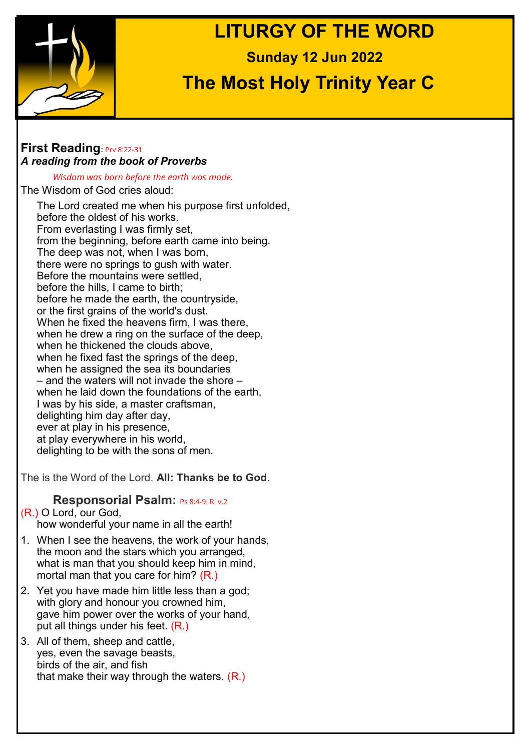# LITURGY OF THE WORD

**Sunday 12 Jun 2022**

## The Most Holy Trinity Year C

### First Reading: Prv 8:22-31

***A reading from the book of Proverbs***

*Wisdom was born before the earth was made.*

The Wisdom of God cries aloud:

The Lord created me when his purpose first unfolded,
before the oldest of his works.
From everlasting I was firmly set,
from the beginning, before earth came into being.
The deep was not, when I was born,
there were no springs to gush with water.
Before the mountains were settled,
before the hills, I came to birth;
before he made the earth, the countryside,
or the first grains of the world's dust.
When he fixed the heavens firm, I was there,
when he drew a ring on the surface of the deep,
when he thickened the clouds above,
when he fixed fast the springs of the deep,
when he assigned the sea its boundaries
– and the waters will not invade the shore –
when he laid down the foundations of the earth,
I was by his side, a master craftsman,
delighting him day after day,
ever at play in his presence,
at play everywhere in his world,
delighting to be with the sons of men.

The is the Word of the Lord. **All: Thanks be to God**.

### Responsorial Psalm: Ps 8:4-9. R. v.2

(R.) O Lord, our God,
how wonderful your name in all the earth!

1. When I see the heavens, the work of your hands,
   the moon and the stars which you arranged,
   what is man that you should keep him in mind,
   mortal man that you care for him? (R.)
2. Yet you have made him little less than a god;
   with glory and honour you crowned him,
   gave him power over the works of your hand,
   put all things under his feet. (R.)
3. All of them, sheep and cattle,
   yes, even the savage beasts,
   birds of the air, and fish
   that make their way through the waters. (R.)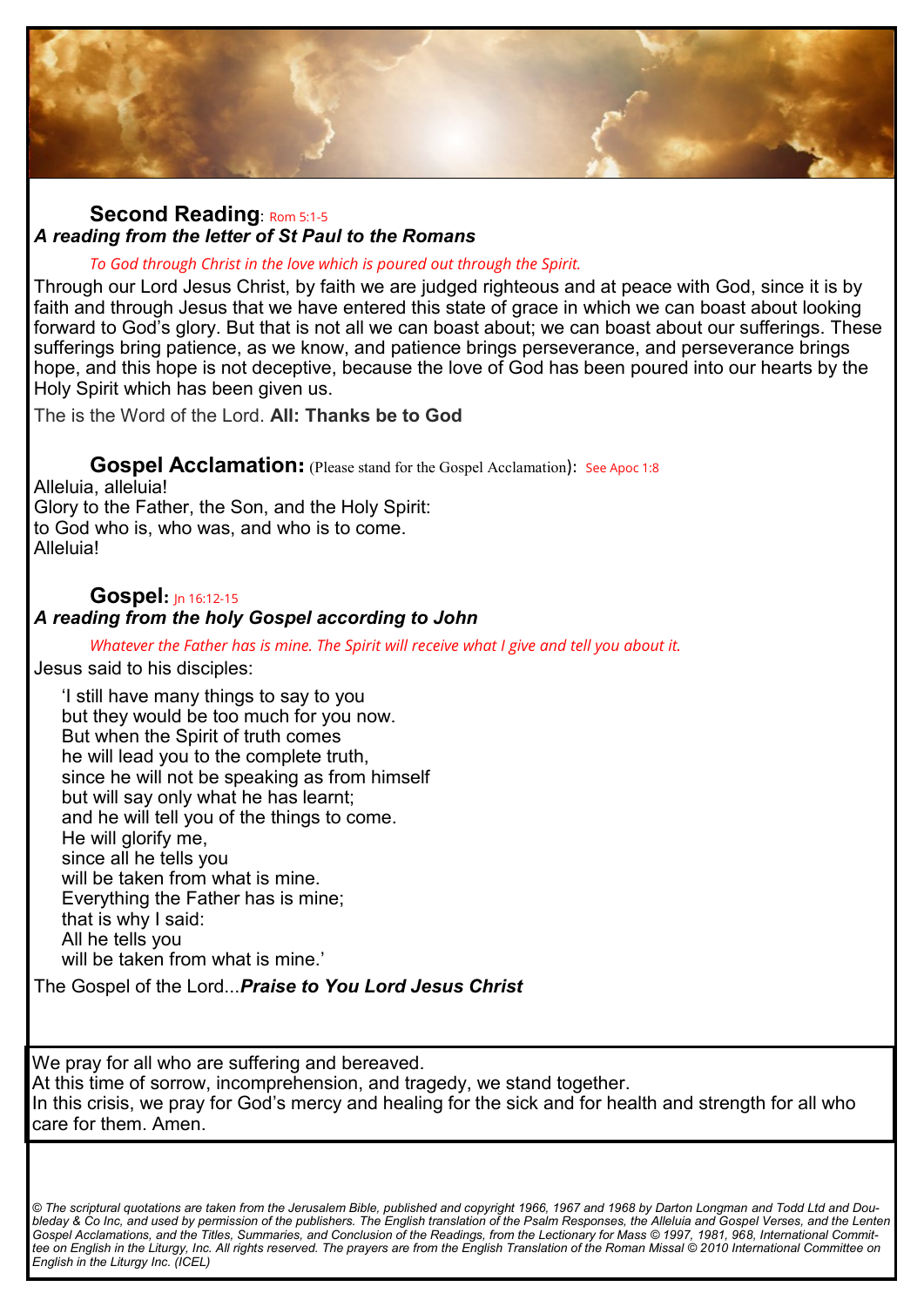## **Second Reading**: Rom 5:1-5

***A reading from the letter of St Paul to the Romans***

*To God through Christ in the love which is poured out through the Spirit.*

Through our Lord Jesus Christ, by faith we are judged righteous and at peace with God, since it is by faith and through Jesus that we have entered this state of grace in which we can boast about looking forward to God's glory. But that is not all we can boast about; we can boast about our sufferings. These sufferings bring patience, as we know, and patience brings perseverance, and perseverance brings hope, and this hope is not deceptive, because the love of God has been poured into our hearts by the Holy Spirit which has been given us.

The is the Word of the Lord. **All: Thanks be to God**

## **Gospel Acclamation:** (Please stand for the Gospel Acclamation): See Apoc 1:8

Alleluia, alleluia!
Glory to the Father, the Son, and the Holy Spirit:
to God who is, who was, and who is to come.
Alleluia!

## **Gospel:** Jn 16:12-15

***A reading from the holy Gospel according to John***

*Whatever the Father has is mine. The Spirit will receive what I give and tell you about it.*

Jesus said to his disciples:

'I still have many things to say to you
but they would be too much for you now.
But when the Spirit of truth comes
he will lead you to the complete truth,
since he will not be speaking as from himself
but will say only what he has learnt;
and he will tell you of the things to come.
He will glorify me,
since all he tells you
will be taken from what is mine.
Everything the Father has is mine;
that is why I said:
All he tells you
will be taken from what is mine.'

The Gospel of the Lord...***Praise to You Lord Jesus Christ***

We pray for all who are suffering and bereaved.
At this time of sorrow, incomprehension, and tragedy, we stand together.
In this crisis, we pray for God's mercy and healing for the sick and for health and strength for all who care for them. Amen.

*© The scriptural quotations are taken from the Jerusalem Bible, published and copyright 1966, 1967 and 1968 by Darton Longman and Todd Ltd and Doubleday & Co Inc, and used by permission of the publishers. The English translation of the Psalm Responses, the Alleluia and Gospel Verses, and the Lenten Gospel Acclamations, and the Titles, Summaries, and Conclusion of the Readings, from the Lectionary for Mass © 1997, 1981, 968, International Committee on English in the Liturgy, Inc. All rights reserved. The prayers are from the English Translation of the Roman Missal © 2010 International Committee on English in the Liturgy Inc. (ICEL)*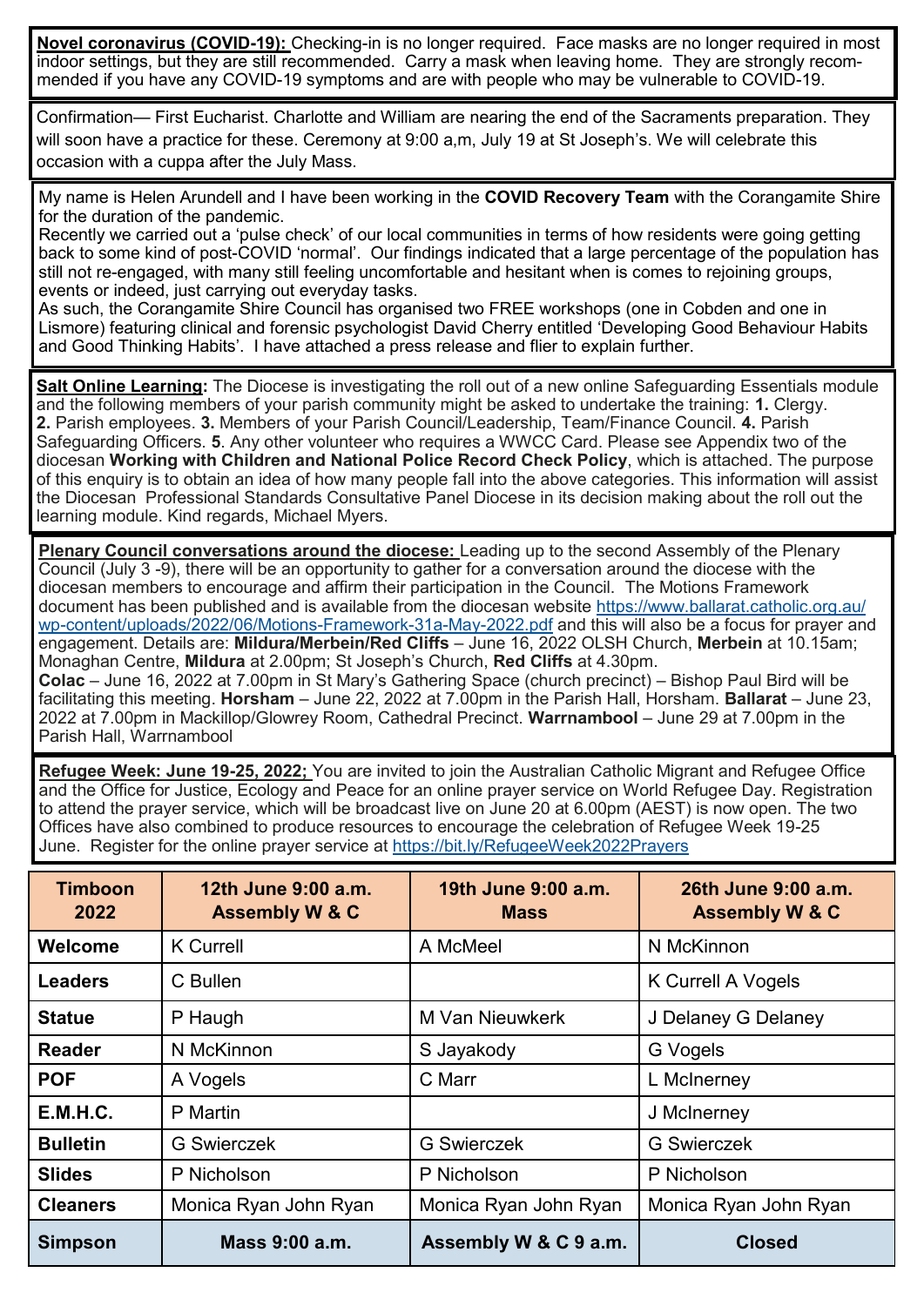**Novel coronavirus (COVID-19):** Checking-in is no longer required. Face masks are no longer required in most indoor settings, but they are still recommended. Carry a mask when leaving home. They are strongly recommended if you have any COVID-19 symptoms and are with people who may be vulnerable to COVID-19.

Confirmation— First Eucharist. Charlotte and William are nearing the end of the Sacraments preparation. They will soon have a practice for these. Ceremony at 9:00 a,m, July 19 at St Joseph's. We will celebrate this occasion with a cuppa after the July Mass.

My name is Helen Arundell and I have been working in the **COVID Recovery Team** with the Corangamite Shire for the duration of the pandemic.
Recently we carried out a 'pulse check' of our local communities in terms of how residents were going getting back to some kind of post-COVID 'normal'. Our findings indicated that a large percentage of the population has still not re-engaged, with many still feeling uncomfortable and hesitant when is comes to rejoining groups, events or indeed, just carrying out everyday tasks.
As such, the Corangamite Shire Council has organised two FREE workshops (one in Cobden and one in Lismore) featuring clinical and forensic psychologist David Cherry entitled 'Developing Good Behaviour Habits and Good Thinking Habits'. I have attached a press release and flier to explain further.

**Salt Online Learning:** The Diocese is investigating the roll out of a new online Safeguarding Essentials module and the following members of your parish community might be asked to undertake the training: **1.** Clergy. **2.** Parish employees. **3.** Members of your Parish Council/Leadership, Team/Finance Council. **4.** Parish Safeguarding Officers. **5**. Any other volunteer who requires a WWCC Card. Please see Appendix two of the diocesan **Working with Children and National Police Record Check Policy**, which is attached. The purpose of this enquiry is to obtain an idea of how many people fall into the above categories. This information will assist the Diocesan Professional Standards Consultative Panel Diocese in its decision making about the roll out the learning module. Kind regards, Michael Myers.

**Plenary Council conversations around the diocese:** Leading up to the second Assembly of the Plenary Council (July 3 -9), there will be an opportunity to gather for a conversation around the diocese with the diocesan members to encourage and affirm their participation in the Council. The Motions Framework document has been published and is available from the diocesan website https://www.ballarat.catholic.org.au/wp-content/uploads/2022/06/Motions-Framework-31a-May-2022.pdf and this will also be a focus for prayer and engagement. Details are: **Mildura/Merbein/Red Cliffs** – June 16, 2022 OLSH Church, **Merbein** at 10.15am; Monaghan Centre, **Mildura** at 2.00pm; St Joseph's Church, **Red Cliffs** at 4.30pm.
**Colac** – June 16, 2022 at 7.00pm in St Mary's Gathering Space (church precinct) – Bishop Paul Bird will be facilitating this meeting. **Horsham** – June 22, 2022 at 7.00pm in the Parish Hall, Horsham. **Ballarat** – June 23, 2022 at 7.00pm in Mackillop/Glowrey Room, Cathedral Precinct. **Warrnambool** – June 29 at 7.00pm in the Parish Hall, Warrnambool

**Refugee Week: June 19-25, 2022;** You are invited to join the Australian Catholic Migrant and Refugee Office and the Office for Justice, Ecology and Peace for an online prayer service on World Refugee Day. Registration to attend the prayer service, which will be broadcast live on June 20 at 6.00pm (AEST) is now open. The two Offices have also combined to produce resources to encourage the celebration of Refugee Week 19-25 June. Register for the online prayer service at https://bit.ly/RefugeeWeek2022Prayers

| Timboon 2022 | 12th June 9:00 a.m. Assembly W & C | 19th June 9:00 a.m. Mass | 26th June 9:00 a.m. Assembly W & C |
|---|---|---|---|
| **Welcome** | K Currell | A McMeel | N McKinnon |
| **Leaders** | C Bullen | | K Currell A Vogels |
| **Statue** | P Haugh | M Van Nieuwkerk | J Delaney G Delaney |
| **Reader** | N McKinnon | S Jayakody | G Vogels |
| **POF** | A Vogels | C Marr | L McInerney |
| **E.M.H.C.** | P Martin | | J McInerney |
| **Bulletin** | G Swierczek | G Swierczek | G Swierczek |
| **Slides** | P Nicholson | P Nicholson | P Nicholson |
| **Cleaners** | Monica Ryan John Ryan | Monica Ryan John Ryan | Monica Ryan John Ryan |
| **Simpson** | **Mass 9:00 a.m.** | **Assembly W & C 9 a.m.** | **Closed** |